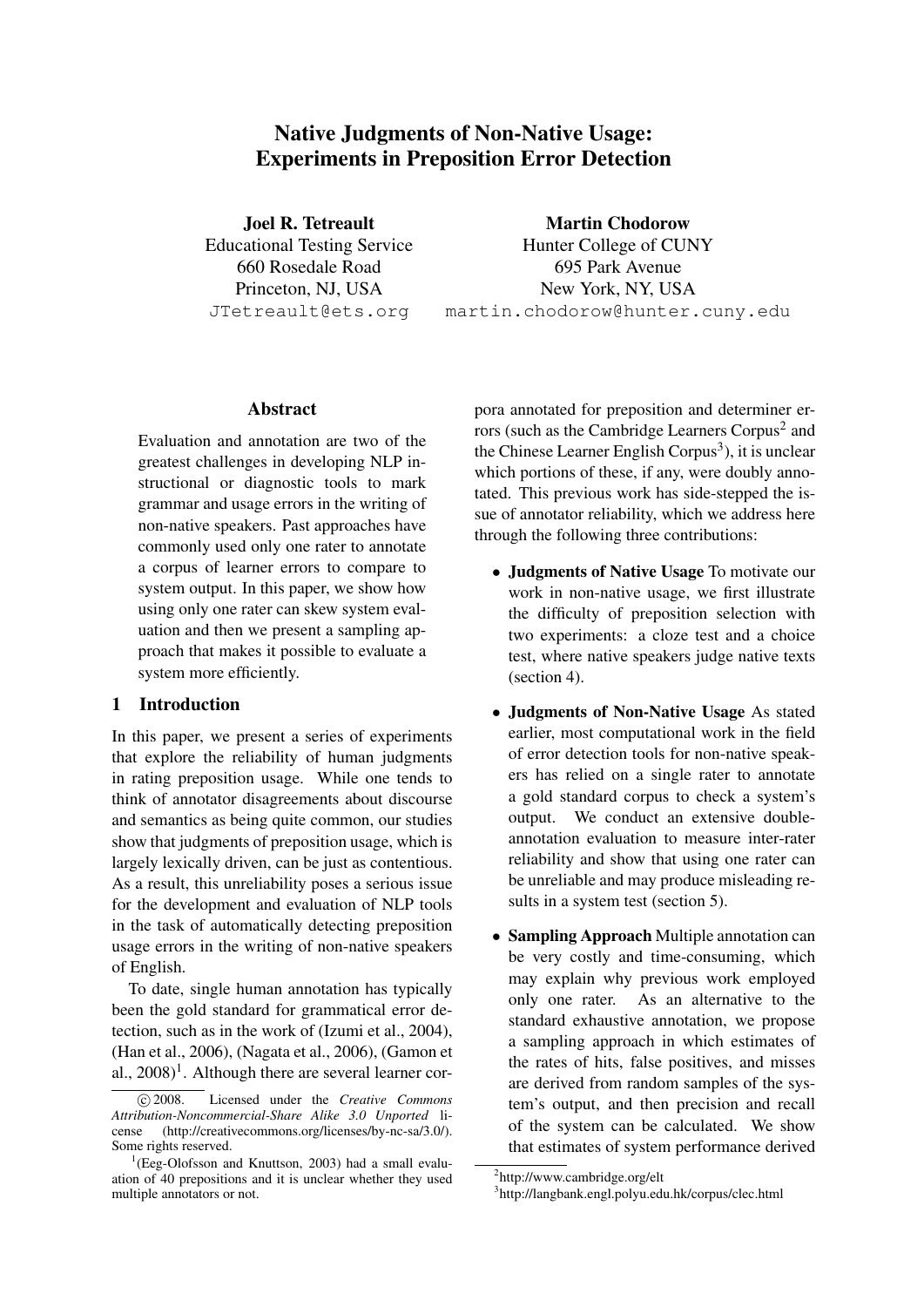# Native Judgments of Non-Native Usage: Experiments in Preposition Error Detection

**Joel R. Tetreault**
Educational Testing Service
660 Rosedale Road
Princeton, NJ, USA
JTetreault@ets.org

**Martin Chodorow**
Hunter College of CUNY
695 Park Avenue
New York, NY, USA
martin.chodorow@hunter.cuny.edu

## Abstract

Evaluation and annotation are two of the greatest challenges in developing NLP instructional or diagnostic tools to mark grammar and usage errors in the writing of non-native speakers. Past approaches have commonly used only one rater to annotate a corpus of learner errors to compare to system output. In this paper, we show how using only one rater can skew system evaluation and then we present a sampling approach that makes it possible to evaluate a system more efficiently.

## 1 Introduction

In this paper, we present a series of experiments that explore the reliability of human judgments in rating preposition usage. While one tends to think of annotator disagreements about discourse and semantics as being quite common, our studies show that judgments of preposition usage, which is largely lexically driven, can be just as contentious. As a result, this unreliability poses a serious issue for the development and evaluation of NLP tools in the task of automatically detecting preposition usage errors in the writing of non-native speakers of English.

To date, single human annotation has typically been the gold standard for grammatical error detection, such as in the work of (Izumi et al., 2004), (Han et al., 2006), (Nagata et al., 2006), (Gamon et al., 2008)[1]. Although there are several learner corpora annotated for preposition and determiner errors (such as the Cambridge Learners Corpus[2] and the Chinese Learner English Corpus[3]), it is unclear which portions of these, if any, were doubly annotated. This previous work has side-stepped the issue of annotator reliability, which we address here through the following three contributions:

- **Judgments of Native Usage** To motivate our work in non-native usage, we first illustrate the difficulty of preposition selection with two experiments: a cloze test and a choice test, where native speakers judge native texts (section 4).
- **Judgments of Non-Native Usage** As stated earlier, most computational work in the field of error detection tools for non-native speakers has relied on a single rater to annotate a gold standard corpus to check a system's output. We conduct an extensive double-annotation evaluation to measure inter-rater reliability and show that using one rater can be unreliable and may produce misleading results in a system test (section 5).
- **Sampling Approach** Multiple annotation can be very costly and time-consuming, which may explain why previous work employed only one rater. As an alternative to the standard exhaustive annotation, we propose a sampling approach in which estimates of the rates of hits, false positives, and misses are derived from random samples of the system's output, and then precision and recall of the system can be calculated. We show that estimates of system performance derived

© 2008. Licensed under the *Creative Commons Attribution-Noncommercial-Share Alike 3.0 Unported* license (http://creativecommons.org/licenses/by-nc-sa/3.0/). Some rights reserved.

[1](Eeg-Olofsson and Knuttson, 2003) had a small evaluation of 40 prepositions and it is unclear whether they used multiple annotators or not.

[2]http://www.cambridge.org/elt

[3]http://langbank.engl.polyu.edu.hk/corpus/clec.html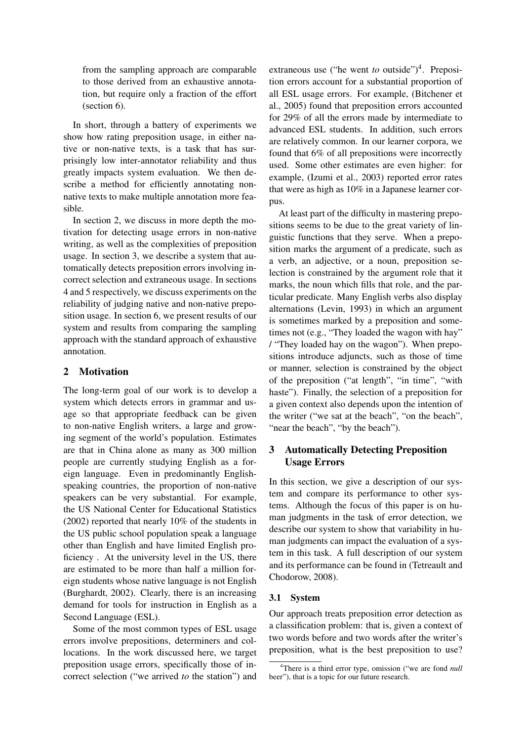from the sampling approach are comparable to those derived from an exhaustive annotation, but require only a fraction of the effort (section 6).

In short, through a battery of experiments we show how rating preposition usage, in either native or non-native texts, is a task that has surprisingly low inter-annotator reliability and thus greatly impacts system evaluation. We then describe a method for efficiently annotating non-native texts to make multiple annotation more feasible.

In section 2, we discuss in more depth the motivation for detecting usage errors in non-native writing, as well as the complexities of preposition usage. In section 3, we describe a system that automatically detects preposition errors involving incorrect selection and extraneous usage. In sections 4 and 5 respectively, we discuss experiments on the reliability of judging native and non-native preposition usage. In section 6, we present results of our system and results from comparing the sampling approach with the standard approach of exhaustive annotation.

## 2 Motivation

The long-term goal of our work is to develop a system which detects errors in grammar and usage so that appropriate feedback can be given to non-native English writers, a large and growing segment of the world's population. Estimates are that in China alone as many as 300 million people are currently studying English as a foreign language. Even in predominantly English-speaking countries, the proportion of non-native speakers can be very substantial. For example, the US National Center for Educational Statistics (2002) reported that nearly 10% of the students in the US public school population speak a language other than English and have limited English proficiency . At the university level in the US, there are estimated to be more than half a million foreign students whose native language is not English (Burghardt, 2002). Clearly, there is an increasing demand for tools for instruction in English as a Second Language (ESL).

Some of the most common types of ESL usage errors involve prepositions, determiners and collocations. In the work discussed here, we target preposition usage errors, specifically those of incorrect selection ("we arrived *to* the station") and extraneous use ("he went *to* outside")[4]. Preposition errors account for a substantial proportion of all ESL usage errors. For example, (Bitchener et al., 2005) found that preposition errors accounted for 29% of all the errors made by intermediate to advanced ESL students. In addition, such errors are relatively common. In our learner corpora, we found that 6% of all prepositions were incorrectly used. Some other estimates are even higher: for example, (Izumi et al., 2003) reported error rates that were as high as 10% in a Japanese learner corpus.

At least part of the difficulty in mastering prepositions seems to be due to the great variety of linguistic functions that they serve. When a preposition marks the argument of a predicate, such as a verb, an adjective, or a noun, preposition selection is constrained by the argument role that it marks, the noun which fills that role, and the particular predicate. Many English verbs also display alternations (Levin, 1993) in which an argument is sometimes marked by a preposition and sometimes not (e.g., "They loaded the wagon with hay" / "They loaded hay on the wagon"). When prepositions introduce adjuncts, such as those of time or manner, selection is constrained by the object of the preposition ("at length", "in time", "with haste"). Finally, the selection of a preposition for a given context also depends upon the intention of the writer ("we sat at the beach", "on the beach", "near the beach", "by the beach").

## 3 Automatically Detecting Preposition Usage Errors

In this section, we give a description of our system and compare its performance to other systems. Although the focus of this paper is on human judgments in the task of error detection, we describe our system to show that variability in human judgments can impact the evaluation of a system in this task. A full description of our system and its performance can be found in (Tetreault and Chodorow, 2008).

### 3.1 System

Our approach treats preposition error detection as a classification problem: that is, given a context of two words before and two words after the writer's preposition, what is the best preposition to use?

[4] There is a third error type, omission ("we are fond *null* beer"), that is a topic for our future research.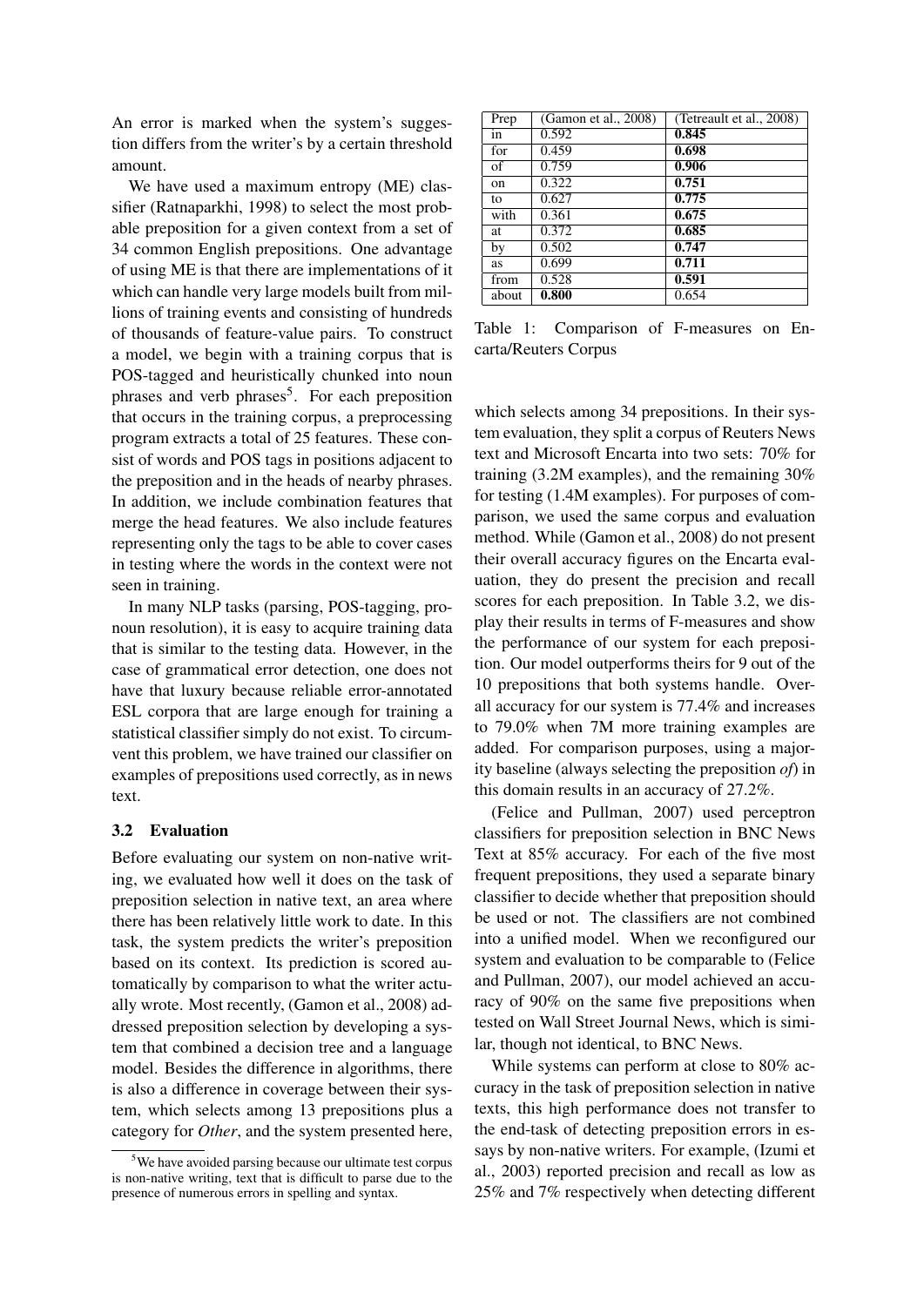An error is marked when the system's suggestion differs from the writer's by a certain threshold amount.

We have used a maximum entropy (ME) classifier (Ratnaparkhi, 1998) to select the most probable preposition for a given context from a set of 34 common English prepositions. One advantage of using ME is that there are implementations of it which can handle very large models built from millions of training events and consisting of hundreds of thousands of feature-value pairs. To construct a model, we begin with a training corpus that is POS-tagged and heuristically chunked into noun phrases and verb phrases[5]. For each preposition that occurs in the training corpus, a preprocessing program extracts a total of 25 features. These consist of words and POS tags in positions adjacent to the preposition and in the heads of nearby phrases. In addition, we include combination features that merge the head features. We also include features representing only the tags to be able to cover cases in testing where the words in the context were not seen in training.

In many NLP tasks (parsing, POS-tagging, pronoun resolution), it is easy to acquire training data that is similar to the testing data. However, in the case of grammatical error detection, one does not have that luxury because reliable error-annotated ESL corpora that are large enough for training a statistical classifier simply do not exist. To circumvent this problem, we have trained our classifier on examples of prepositions used correctly, as in news text.

### 3.2 Evaluation

Before evaluating our system on non-native writing, we evaluated how well it does on the task of preposition selection in native text, an area where there has been relatively little work to date. In this task, the system predicts the writer's preposition based on its context. Its prediction is scored automatically by comparison to what the writer actually wrote. Most recently, (Gamon et al., 2008) addressed preposition selection by developing a system that combined a decision tree and a language model. Besides the difference in algorithms, there is also a difference in coverage between their system, which selects among 13 prepositions plus a category for *Other*, and the system presented here,

| Prep | (Gamon et al., 2008) | (Tetreault et al., 2008) |
|---|---|---|
| in | 0.592 | **0.845** |
| for | 0.459 | **0.698** |
| of | 0.759 | **0.906** |
| on | 0.322 | **0.751** |
| to | 0.627 | **0.775** |
| with | 0.361 | **0.675** |
| at | 0.372 | **0.685** |
| by | 0.502 | **0.747** |
| as | 0.699 | **0.711** |
| from | 0.528 | **0.591** |
| about | **0.800** | 0.654 |

Table 1: Comparison of F-measures on Encarta/Reuters Corpus

which selects among 34 prepositions. In their system evaluation, they split a corpus of Reuters News text and Microsoft Encarta into two sets: 70% for training (3.2M examples), and the remaining 30% for testing (1.4M examples). For purposes of comparison, we used the same corpus and evaluation method. While (Gamon et al., 2008) do not present their overall accuracy figures on the Encarta evaluation, they do present the precision and recall scores for each preposition. In Table 3.2, we display their results in terms of F-measures and show the performance of our system for each preposition. Our model outperforms theirs for 9 out of the 10 prepositions that both systems handle. Overall accuracy for our system is 77.4% and increases to 79.0% when 7M more training examples are added. For comparison purposes, using a majority baseline (always selecting the preposition *of*) in this domain results in an accuracy of 27.2%.

(Felice and Pullman, 2007) used perceptron classifiers for preposition selection in BNC News Text at 85% accuracy. For each of the five most frequent prepositions, they used a separate binary classifier to decide whether that preposition should be used or not. The classifiers are not combined into a unified model. When we reconfigured our system and evaluation to be comparable to (Felice and Pullman, 2007), our model achieved an accuracy of 90% on the same five prepositions when tested on Wall Street Journal News, which is similar, though not identical, to BNC News.

While systems can perform at close to 80% accuracy in the task of preposition selection in native texts, this high performance does not transfer to the end-task of detecting preposition errors in essays by non-native writers. For example, (Izumi et al., 2003) reported precision and recall as low as 25% and 7% respectively when detecting different

[5]We have avoided parsing because our ultimate test corpus is non-native writing, text that is difficult to parse due to the presence of numerous errors in spelling and syntax.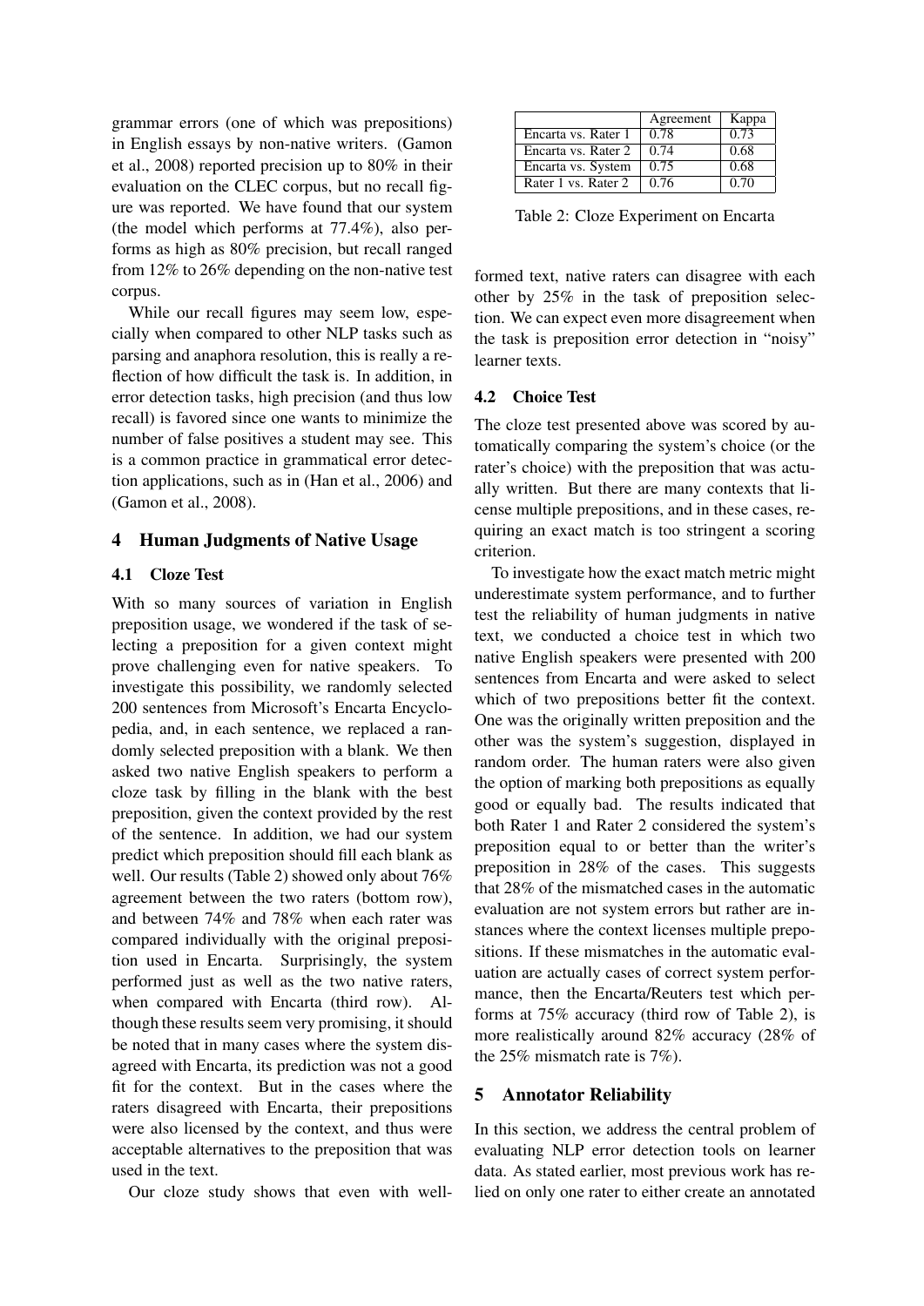grammar errors (one of which was prepositions) in English essays by non-native writers. (Gamon et al., 2008) reported precision up to 80% in their evaluation on the CLEC corpus, but no recall figure was reported. We have found that our system (the model which performs at 77.4%), also performs as high as 80% precision, but recall ranged from 12% to 26% depending on the non-native test corpus.

While our recall figures may seem low, especially when compared to other NLP tasks such as parsing and anaphora resolution, this is really a reflection of how difficult the task is. In addition, in error detection tasks, high precision (and thus low recall) is favored since one wants to minimize the number of false positives a student may see. This is a common practice in grammatical error detection applications, such as in (Han et al., 2006) and (Gamon et al., 2008).

## 4 Human Judgments of Native Usage

### 4.1 Cloze Test

With so many sources of variation in English preposition usage, we wondered if the task of selecting a preposition for a given context might prove challenging even for native speakers. To investigate this possibility, we randomly selected 200 sentences from Microsoft's Encarta Encyclopedia, and, in each sentence, we replaced a randomly selected preposition with a blank. We then asked two native English speakers to perform a cloze task by filling in the blank with the best preposition, given the context provided by the rest of the sentence. In addition, we had our system predict which preposition should fill each blank as well. Our results (Table 2) showed only about 76% agreement between the two raters (bottom row), and between 74% and 78% when each rater was compared individually with the original preposition used in Encarta. Surprisingly, the system performed just as well as the two native raters, when compared with Encarta (third row). Although these results seem very promising, it should be noted that in many cases where the system disagreed with Encarta, its prediction was not a good fit for the context. But in the cases where the raters disagreed with Encarta, their prepositions were also licensed by the context, and thus were acceptable alternatives to the preposition that was used in the text.

Our cloze study shows that even with well-formed text, native raters can disagree with each other by 25% in the task of preposition selection. We can expect even more disagreement when the task is preposition error detection in "noisy" learner texts.

| | Agreement | Kappa |
|---|---|---|
| Encarta vs. Rater 1 | 0.78 | 0.73 |
| Encarta vs. Rater 2 | 0.74 | 0.68 |
| Encarta vs. System | 0.75 | 0.68 |
| Rater 1 vs. Rater 2 | 0.76 | 0.70 |

Table 2: Cloze Experiment on Encarta

### 4.2 Choice Test

The cloze test presented above was scored by automatically comparing the system's choice (or the rater's choice) with the preposition that was actually written. But there are many contexts that license multiple prepositions, and in these cases, requiring an exact match is too stringent a scoring criterion.

To investigate how the exact match metric might underestimate system performance, and to further test the reliability of human judgments in native text, we conducted a choice test in which two native English speakers were presented with 200 sentences from Encarta and were asked to select which of two prepositions better fit the context. One was the originally written preposition and the other was the system's suggestion, displayed in random order. The human raters were also given the option of marking both prepositions as equally good or equally bad. The results indicated that both Rater 1 and Rater 2 considered the system's preposition equal to or better than the writer's preposition in 28% of the cases. This suggests that 28% of the mismatched cases in the automatic evaluation are not system errors but rather are instances where the context licenses multiple prepositions. If these mismatches in the automatic evaluation are actually cases of correct system performance, then the Encarta/Reuters test which performs at 75% accuracy (third row of Table 2), is more realistically around 82% accuracy (28% of the 25% mismatch rate is 7%).

## 5 Annotator Reliability

In this section, we address the central problem of evaluating NLP error detection tools on learner data. As stated earlier, most previous work has relied on only one rater to either create an annotated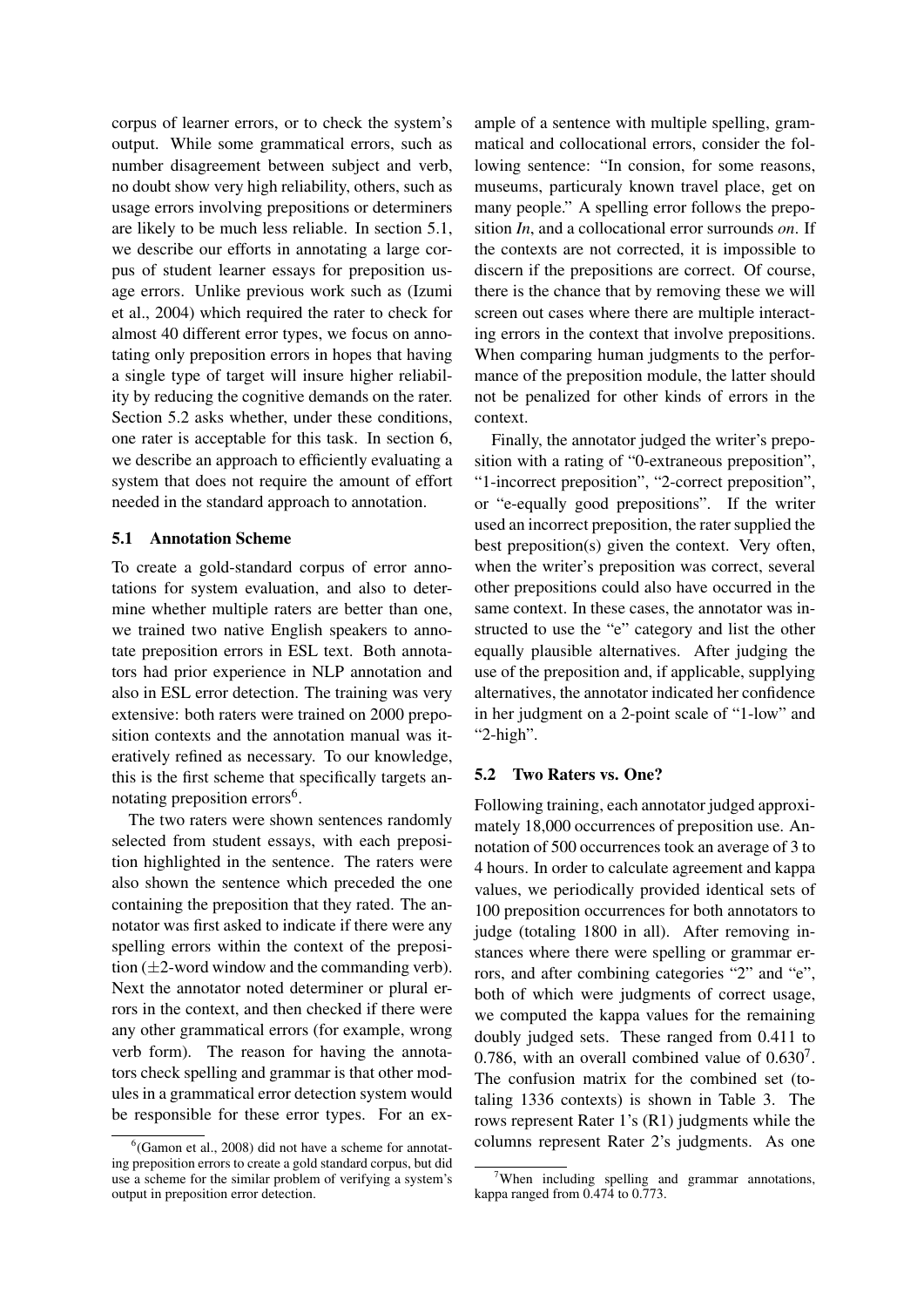corpus of learner errors, or to check the system's output. While some grammatical errors, such as number disagreement between subject and verb, no doubt show very high reliability, others, such as usage errors involving prepositions or determiners are likely to be much less reliable. In section 5.1, we describe our efforts in annotating a large corpus of student learner essays for preposition usage errors. Unlike previous work such as (Izumi et al., 2004) which required the rater to check for almost 40 different error types, we focus on annotating only preposition errors in hopes that having a single type of target will insure higher reliability by reducing the cognitive demands on the rater. Section 5.2 asks whether, under these conditions, one rater is acceptable for this task. In section 6, we describe an approach to efficiently evaluating a system that does not require the amount of effort needed in the standard approach to annotation.

### 5.1 Annotation Scheme

To create a gold-standard corpus of error annotations for system evaluation, and also to determine whether multiple raters are better than one, we trained two native English speakers to annotate preposition errors in ESL text. Both annotators had prior experience in NLP annotation and also in ESL error detection. The training was very extensive: both raters were trained on 2000 preposition contexts and the annotation manual was iteratively refined as necessary. To our knowledge, this is the first scheme that specifically targets annotating preposition errors[6].

The two raters were shown sentences randomly selected from student essays, with each preposition highlighted in the sentence. The raters were also shown the sentence which preceded the one containing the preposition that they rated. The annotator was first asked to indicate if there were any spelling errors within the context of the preposition ($\pm$2-word window and the commanding verb). Next the annotator noted determiner or plural errors in the context, and then checked if there were any other grammatical errors (for example, wrong verb form). The reason for having the annotators check spelling and grammar is that other modules in a grammatical error detection system would be responsible for these error types. For an example of a sentence with multiple spelling, grammatical and collocational errors, consider the following sentence: "In consion, for some reasons, museums, particuraly known travel place, get on many people." A spelling error follows the preposition *In*, and a collocational error surrounds *on*. If the contexts are not corrected, it is impossible to discern if the prepositions are correct. Of course, there is the chance that by removing these we will screen out cases where there are multiple interacting errors in the context that involve prepositions. When comparing human judgments to the performance of the preposition module, the latter should not be penalized for other kinds of errors in the context.

Finally, the annotator judged the writer's preposition with a rating of "0-extraneous preposition", "1-incorrect preposition", "2-correct preposition", or "e-equally good prepositions". If the writer used an incorrect preposition, the rater supplied the best preposition(s) given the context. Very often, when the writer's preposition was correct, several other prepositions could also have occurred in the same context. In these cases, the annotator was instructed to use the "e" category and list the other equally plausible alternatives. After judging the use of the preposition and, if applicable, supplying alternatives, the annotator indicated her confidence in her judgment on a 2-point scale of "1-low" and "2-high".

### 5.2 Two Raters vs. One?

Following training, each annotator judged approximately 18,000 occurrences of preposition use. Annotation of 500 occurrences took an average of 3 to 4 hours. In order to calculate agreement and kappa values, we periodically provided identical sets of 100 preposition occurrences for both annotators to judge (totaling 1800 in all). After removing instances where there were spelling or grammar errors, and after combining categories "2" and "e", both of which were judgments of correct usage, we computed the kappa values for the remaining doubly judged sets. These ranged from 0.411 to 0.786, with an overall combined value of 0.630[7]. The confusion matrix for the combined set (totaling 1336 contexts) is shown in Table 3. The rows represent Rater 1's (R1) judgments while the columns represent Rater 2's judgments. As one

[6](Gamon et al., 2008) did not have a scheme for annotating preposition errors to create a gold standard corpus, but did use a scheme for the similar problem of verifying a system's output in preposition error detection.

[7]When including spelling and grammar annotations, kappa ranged from 0.474 to 0.773.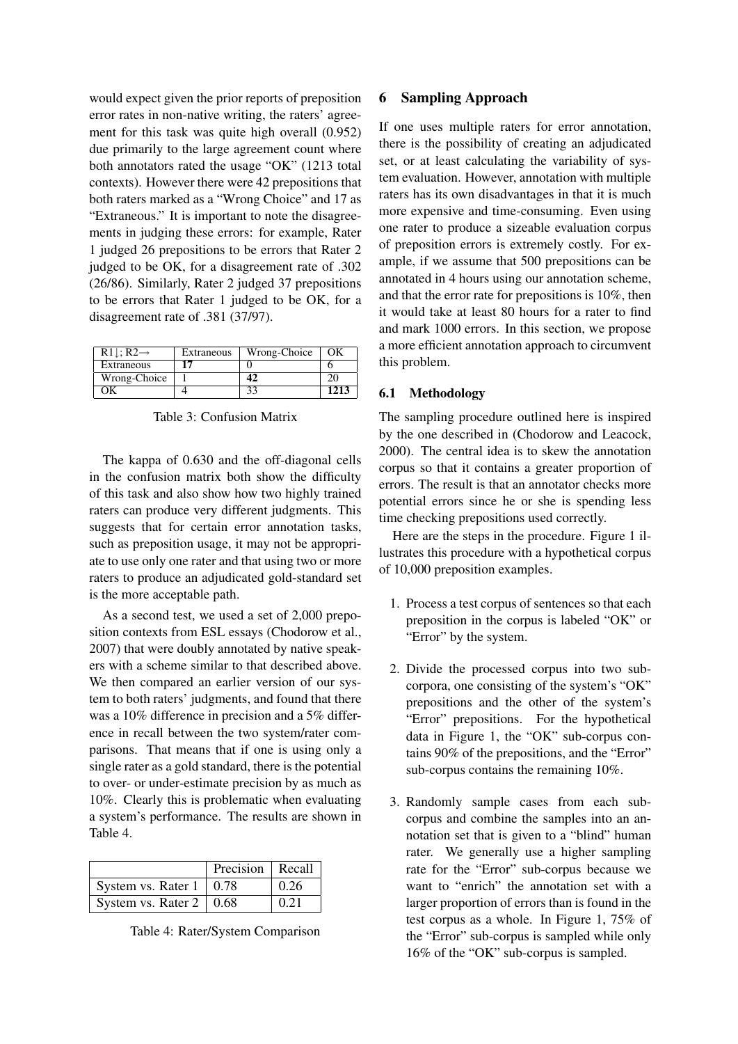would expect given the prior reports of preposition error rates in non-native writing, the raters' agreement for this task was quite high overall (0.952) due primarily to the large agreement count where both annotators rated the usage "OK" (1213 total contexts). However there were 42 prepositions that both raters marked as a "Wrong Choice" and 17 as "Extraneous." It is important to note the disagreements in judging these errors: for example, Rater 1 judged 26 prepositions to be errors that Rater 2 judged to be OK, for a disagreement rate of .302 (26/86). Similarly, Rater 2 judged 37 prepositions to be errors that Rater 1 judged to be OK, for a disagreement rate of .381 (37/97).

| R1↓; R2→ | Extraneous | Wrong-Choice | OK |
|---|---|---|---|
| Extraneous | **17** | 0 | 6 |
| Wrong-Choice | 1 | **42** | 20 |
| OK | 4 | 33 | **1213** |

Table 3: Confusion Matrix

The kappa of 0.630 and the off-diagonal cells in the confusion matrix both show the difficulty of this task and also show how two highly trained raters can produce very different judgments. This suggests that for certain error annotation tasks, such as preposition usage, it may not be appropriate to use only one rater and that using two or more raters to produce an adjudicated gold-standard set is the more acceptable path.

As a second test, we used a set of 2,000 preposition contexts from ESL essays (Chodorow et al., 2007) that were doubly annotated by native speakers with a scheme similar to that described above. We then compared an earlier version of our system to both raters' judgments, and found that there was a 10% difference in precision and a 5% difference in recall between the two system/rater comparisons. That means that if one is using only a single rater as a gold standard, there is the potential to over- or under-estimate precision by as much as 10%. Clearly this is problematic when evaluating a system's performance. The results are shown in Table 4.

| | Precision | Recall |
|---|---|---|
| System vs. Rater 1 | 0.78 | 0.26 |
| System vs. Rater 2 | 0.68 | 0.21 |

Table 4: Rater/System Comparison

## 6 Sampling Approach

If one uses multiple raters for error annotation, there is the possibility of creating an adjudicated set, or at least calculating the variability of system evaluation. However, annotation with multiple raters has its own disadvantages in that it is much more expensive and time-consuming. Even using one rater to produce a sizeable evaluation corpus of preposition errors is extremely costly. For example, if we assume that 500 prepositions can be annotated in 4 hours using our annotation scheme, and that the error rate for prepositions is 10%, then it would take at least 80 hours for a rater to find and mark 1000 errors. In this section, we propose a more efficient annotation approach to circumvent this problem.

### 6.1 Methodology

The sampling procedure outlined here is inspired by the one described in (Chodorow and Leacock, 2000). The central idea is to skew the annotation corpus so that it contains a greater proportion of errors. The result is that an annotator checks more potential errors since he or she is spending less time checking prepositions used correctly.

Here are the steps in the procedure. Figure 1 illustrates this procedure with a hypothetical corpus of 10,000 preposition examples.

1. Process a test corpus of sentences so that each preposition in the corpus is labeled "OK" or "Error" by the system.

2. Divide the processed corpus into two sub-corpora, one consisting of the system's "OK" prepositions and the other of the system's "Error" prepositions. For the hypothetical data in Figure 1, the "OK" sub-corpus contains 90% of the prepositions, and the "Error" sub-corpus contains the remaining 10%.

3. Randomly sample cases from each sub-corpus and combine the samples into an annotation set that is given to a "blind" human rater. We generally use a higher sampling rate for the "Error" sub-corpus because we want to "enrich" the annotation set with a larger proportion of errors than is found in the test corpus as a whole. In Figure 1, 75% of the "Error" sub-corpus is sampled while only 16% of the "OK" sub-corpus is sampled.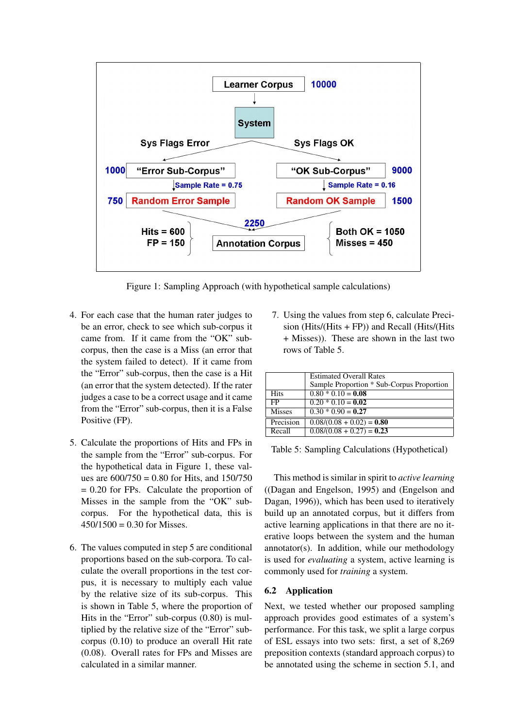Figure 1: Sampling Approach (with hypothetical sample calculations)

4. For each case that the human rater judges to be an error, check to see which sub-corpus it came from. If it came from the "OK" sub-corpus, then the case is a Miss (an error that the system failed to detect). If it came from the "Error" sub-corpus, then the case is a Hit (an error that the system detected). If the rater judges a case to be a correct usage and it came from the "Error" sub-corpus, then it is a False Positive (FP).

5. Calculate the proportions of Hits and FPs in the sample from the "Error" sub-corpus. For the hypothetical data in Figure 1, these values are 600/750 = 0.80 for Hits, and 150/750 = 0.20 for FPs. Calculate the proportion of Misses in the sample from the "OK" sub-corpus. For the hypothetical data, this is 450/1500 = 0.30 for Misses.

6. The values computed in step 5 are conditional proportions based on the sub-corpora. To calculate the overall proportions in the test corpus, it is necessary to multiply each value by the relative size of its sub-corpus. This is shown in Table 5, where the proportion of Hits in the "Error" sub-corpus (0.80) is multiplied by the relative size of the "Error" sub-corpus (0.10) to produce an overall Hit rate (0.08). Overall rates for FPs and Misses are calculated in a similar manner.

7. Using the values from step 6, calculate Precision (Hits/(Hits + FP)) and Recall (Hits/(Hits + Misses)). These are shown in the last two rows of Table 5.

| | Estimated Overall Rates<br>Sample Proportion * Sub-Corpus Proportion |
|---|---|
| Hits | 0.80 * 0.10 = **0.08** |
| FP | 0.20 * 0.10 = **0.02** |
| Misses | 0.30 * 0.90 = **0.27** |
| Precision | 0.08/(0.08 + 0.02) = **0.80** |
| Recall | 0.08/(0.08 + 0.27) = **0.23** |

Table 5: Sampling Calculations (Hypothetical)

This method is similar in spirit to *active learning* ((Dagan and Engelson, 1995) and (Engelson and Dagan, 1996)), which has been used to iteratively build up an annotated corpus, but it differs from active learning applications in that there are no iterative loops between the system and the human annotator(s). In addition, while our methodology is used for *evaluating* a system, active learning is commonly used for *training* a system.

### 6.2 Application

Next, we tested whether our proposed sampling approach provides good estimates of a system's performance. For this task, we split a large corpus of ESL essays into two sets: first, a set of 8,269 preposition contexts (standard approach corpus) to be annotated using the scheme in section 5.1, and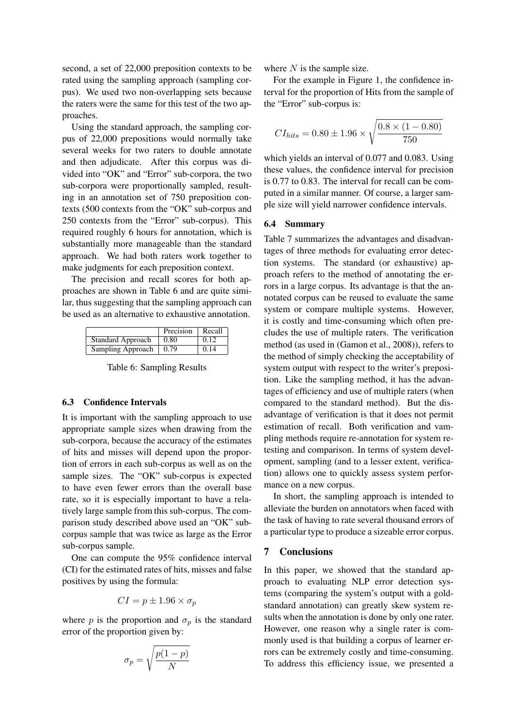second, a set of 22,000 preposition contexts to be rated using the sampling approach (sampling corpus). We used two non-overlapping sets because the raters were the same for this test of the two approaches.

Using the standard approach, the sampling corpus of 22,000 prepositions would normally take several weeks for two raters to double annotate and then adjudicate. After this corpus was divided into "OK" and "Error" sub-corpora, the two sub-corpora were proportionally sampled, resulting in an annotation set of 750 preposition contexts (500 contexts from the "OK" sub-corpus and 250 contexts from the "Error" sub-corpus). This required roughly 6 hours for annotation, which is substantially more manageable than the standard approach. We had both raters work together to make judgments for each preposition context.

The precision and recall scores for both approaches are shown in Table 6 and are quite similar, thus suggesting that the sampling approach can be used as an alternative to exhaustive annotation.

| | Precision | Recall |
|---|---|---|
| Standard Approach | 0.80 | 0.12 |
| Sampling Approach | 0.79 | 0.14 |

Table 6: Sampling Results

### 6.3 Confidence Intervals

It is important with the sampling approach to use appropriate sample sizes when drawing from the sub-corpora, because the accuracy of the estimates of hits and misses will depend upon the proportion of errors in each sub-corpus as well as on the sample sizes. The "OK" sub-corpus is expected to have even fewer errors than the overall base rate, so it is especially important to have a relatively large sample from this sub-corpus. The comparison study described above used an "OK" sub-corpus sample that was twice as large as the Error sub-corpus sample.

One can compute the 95% confidence interval (CI) for the estimated rates of hits, misses and false positives by using the formula:

$$CI = p \pm 1.96 \times \sigma_p$$

where $p$ is the proportion and $\sigma_p$ is the standard error of the proportion given by:

$$\sigma_p = \sqrt{\frac{p(1-p)}{N}}$$

where $N$ is the sample size.

For the example in Figure 1, the confidence interval for the proportion of Hits from the sample of the "Error" sub-corpus is:

$$CI_{hits} = 0.80 \pm 1.96 \times \sqrt{\frac{0.8 \times (1 - 0.80)}{750}}$$

which yields an interval of 0.077 and 0.083. Using these values, the confidence interval for precision is 0.77 to 0.83. The interval for recall can be computed in a similar manner. Of course, a larger sample size will yield narrower confidence intervals.

### 6.4 Summary

Table 7 summarizes the advantages and disadvantages of three methods for evaluating error detection systems. The standard (or exhaustive) approach refers to the method of annotating the errors in a large corpus. Its advantage is that the annotated corpus can be reused to evaluate the same system or compare multiple systems. However, it is costly and time-consuming which often precludes the use of multiple raters. The verification method (as used in (Gamon et al., 2008)), refers to the method of simply checking the acceptability of system output with respect to the writer's preposition. Like the sampling method, it has the advantages of efficiency and use of multiple raters (when compared to the standard method). But the disadvantage of verification is that it does not permit estimation of recall. Both verification and vampling methods require re-annotation for system retesting and comparison. In terms of system development, sampling (and to a lesser extent, verification) allows one to quickly assess system performance on a new corpus.

In short, the sampling approach is intended to alleviate the burden on annotators when faced with the task of having to rate several thousand errors of a particular type to produce a sizeable error corpus.

## 7 Conclusions

In this paper, we showed that the standard approach to evaluating NLP error detection systems (comparing the system's output with a gold-standard annotation) can greatly skew system results when the annotation is done by only one rater. However, one reason why a single rater is commonly used is that building a corpus of learner errors can be extremely costly and time-consuming. To address this efficiency issue, we presented a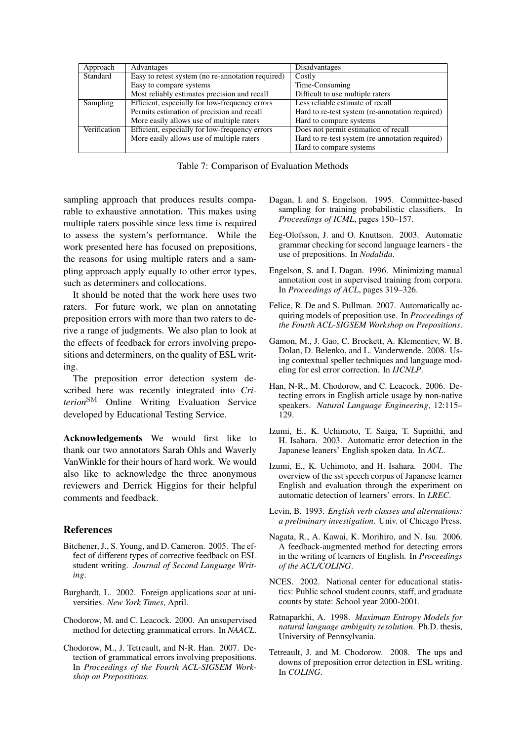| Approach | Advantages | Disadvantages |
|---|---|---|
| Standard | Easy to retest system (no re-annotation required) | Costly |
| | Easy to compare systems | Time-Consuming |
| | Most reliably estimates precision and recall | Difficult to use multiple raters |
| Sampling | Efficient, especially for low-frequency errors | Less reliable estimate of recall |
| | Permits estimation of precision and recall | Hard to re-test system (re-annotation required) |
| | More easily allows use of multiple raters | Hard to compare systems |
| Verification | Efficient, especially for low-frequency errors | Does not permit estimation of recall |
| | More easily allows use of multiple raters | Hard to re-test system (re-annotation required) |
| | | Hard to compare systems |

Table 7: Comparison of Evaluation Methods

sampling approach that produces results comparable to exhaustive annotation. This makes using multiple raters possible since less time is required to assess the system's performance. While the work presented here has focused on prepositions, the reasons for using multiple raters and a sampling approach apply equally to other error types, such as determiners and collocations.

It should be noted that the work here uses two raters. For future work, we plan on annotating preposition errors with more than two raters to derive a range of judgments. We also plan to look at the effects of feedback for errors involving prepositions and determiners, on the quality of ESL writing.

The preposition error detection system described here was recently integrated into *Criterion*$^{\text{SM}}$ Online Writing Evaluation Service developed by Educational Testing Service.

**Acknowledgements** We would first like to thank our two annotators Sarah Ohls and Waverly VanWinkle for their hours of hard work. We would also like to acknowledge the three anonymous reviewers and Derrick Higgins for their helpful comments and feedback.

## References

Bitchener, J., S. Young, and D. Cameron. 2005. The effect of different types of corrective feedback on ESL student writing. *Journal of Second Language Writing*.

Burghardt, L. 2002. Foreign applications soar at universities. *New York Times*, April.

Chodorow, M. and C. Leacock. 2000. An unsupervised method for detecting grammatical errors. In *NAACL*.

Chodorow, M., J. Tetreault, and N-R. Han. 2007. Detection of grammatical errors involving prepositions. In *Proceedings of the Fourth ACL-SIGSEM Workshop on Prepositions*.

Dagan, I. and S. Engelson. 1995. Committee-based sampling for training probabilistic classifiers. In *Proceedings of ICML*, pages 150–157.

Eeg-Olofsson, J. and O. Knuttson. 2003. Automatic grammar checking for second language learners - the use of prepositions. In *Nodalida*.

Engelson, S. and I. Dagan. 1996. Minimizing manual annotation cost in supervised training from corpora. In *Proceedings of ACL*, pages 319–326.

Felice, R. De and S. Pullman. 2007. Automatically acquiring models of preposition use. In *Proceedings of the Fourth ACL-SIGSEM Workshop on Prepositions*.

Gamon, M., J. Gao, C. Brockett, A. Klementiev, W. B. Dolan, D. Belenko, and L. Vanderwende. 2008. Using contextual speller techniques and language modeling for esl error correction. In *IJCNLP*.

Han, N-R., M. Chodorow, and C. Leacock. 2006. Detecting errors in English article usage by non-native speakers. *Natural Language Engineering*, 12:115–129.

Izumi, E., K. Uchimoto, T. Saiga, T. Supnithi, and H. Isahara. 2003. Automatic error detection in the Japanese leaners' English spoken data. In *ACL*.

Izumi, E., K. Uchimoto, and H. Isahara. 2004. The overview of the sst speech corpus of Japanese learner English and evaluation through the experiment on automatic detection of learners' errors. In *LREC*.

Levin, B. 1993. *English verb classes and alternations: a preliminary investigation*. Univ. of Chicago Press.

Nagata, R., A. Kawai, K. Morihiro, and N. Isu. 2006. A feedback-augmented method for detecting errors in the writing of learners of English. In *Proceedings of the ACL/COLING*.

NCES. 2002. National center for educational statistics: Public school student counts, staff, and graduate counts by state: School year 2000-2001.

Ratnaparkhi, A. 1998. *Maximum Entropy Models for natural language ambiguity resolution*. Ph.D. thesis, University of Pennsylvania.

Tetreault, J. and M. Chodorow. 2008. The ups and downs of preposition error detection in ESL writing. In *COLING*.